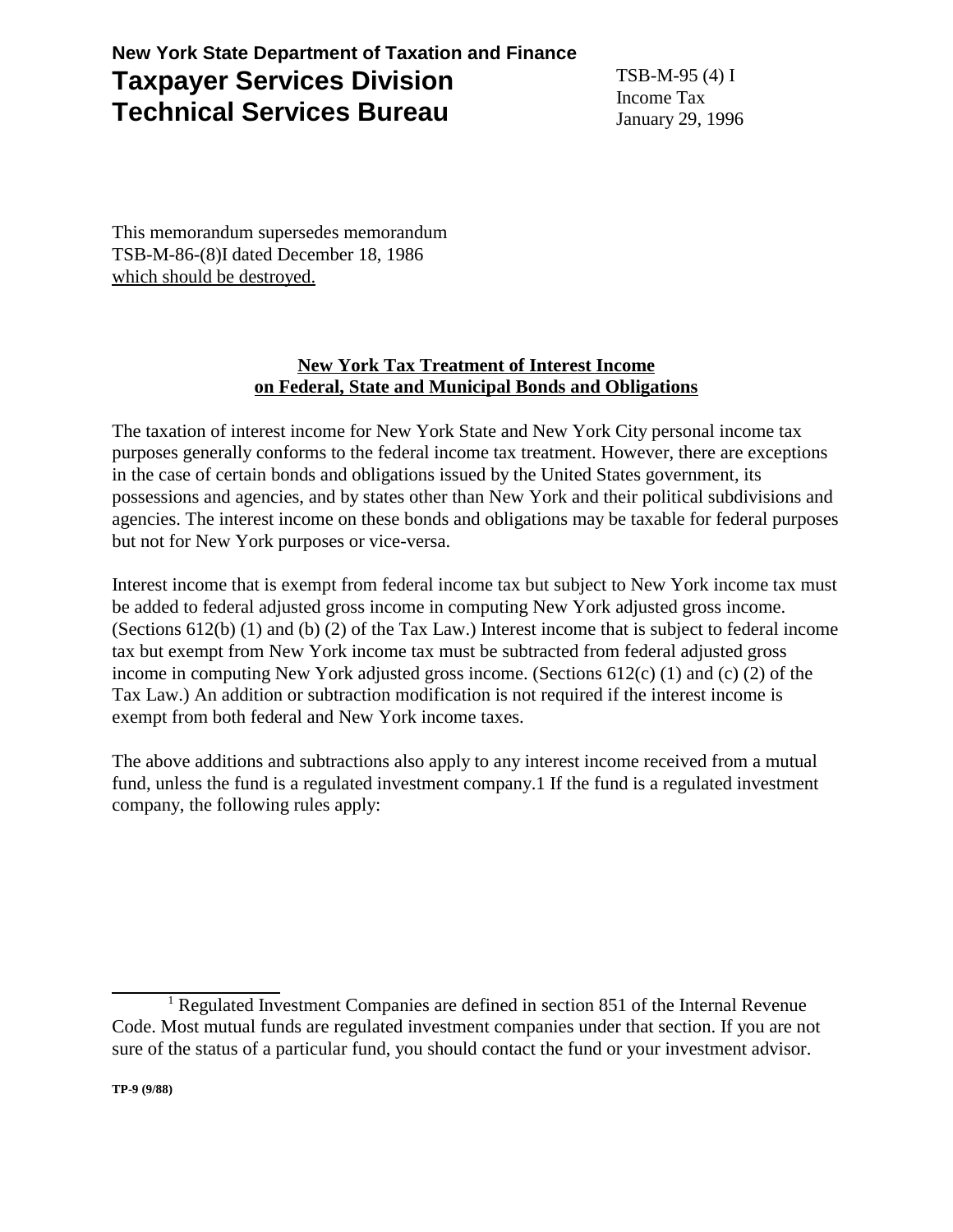**New York State Department of Taxation and Finance**

# Taxpayer Services Division
# Technical Services Bureau

TSB-M-95 (4) I
Income Tax
January 29, 1996

This memorandum supersedes memorandum
TSB-M-86-(8)I dated December 18, 1986
which should be destroyed.

## New York Tax Treatment of Interest Income on Federal, State and Municipal Bonds and Obligations

The taxation of interest income for New York State and New York City personal income tax purposes generally conforms to the federal income tax treatment. However, there are exceptions in the case of certain bonds and obligations issued by the United States government, its possessions and agencies, and by states other than New York and their political subdivisions and agencies. The interest income on these bonds and obligations may be taxable for federal purposes but not for New York purposes or vice-versa.

Interest income that is exempt from federal income tax but subject to New York income tax must be added to federal adjusted gross income in computing New York adjusted gross income. (Sections 612(b) (1) and (b) (2) of the Tax Law.) Interest income that is subject to federal income tax but exempt from New York income tax must be subtracted from federal adjusted gross income in computing New York adjusted gross income. (Sections 612(c) (1) and (c) (2) of the Tax Law.) An addition or subtraction modification is not required if the interest income is exempt from both federal and New York income taxes.

The above additions and subtractions also apply to any interest income received from a mutual fund, unless the fund is a regulated investment company.[1] If the fund is a regulated investment company, the following rules apply:

---

[1] Regulated Investment Companies are defined in section 851 of the Internal Revenue Code. Most mutual funds are regulated investment companies under that section. If you are not sure of the status of a particular fund, you should contact the fund or your investment advisor.

TP-9 (9/88)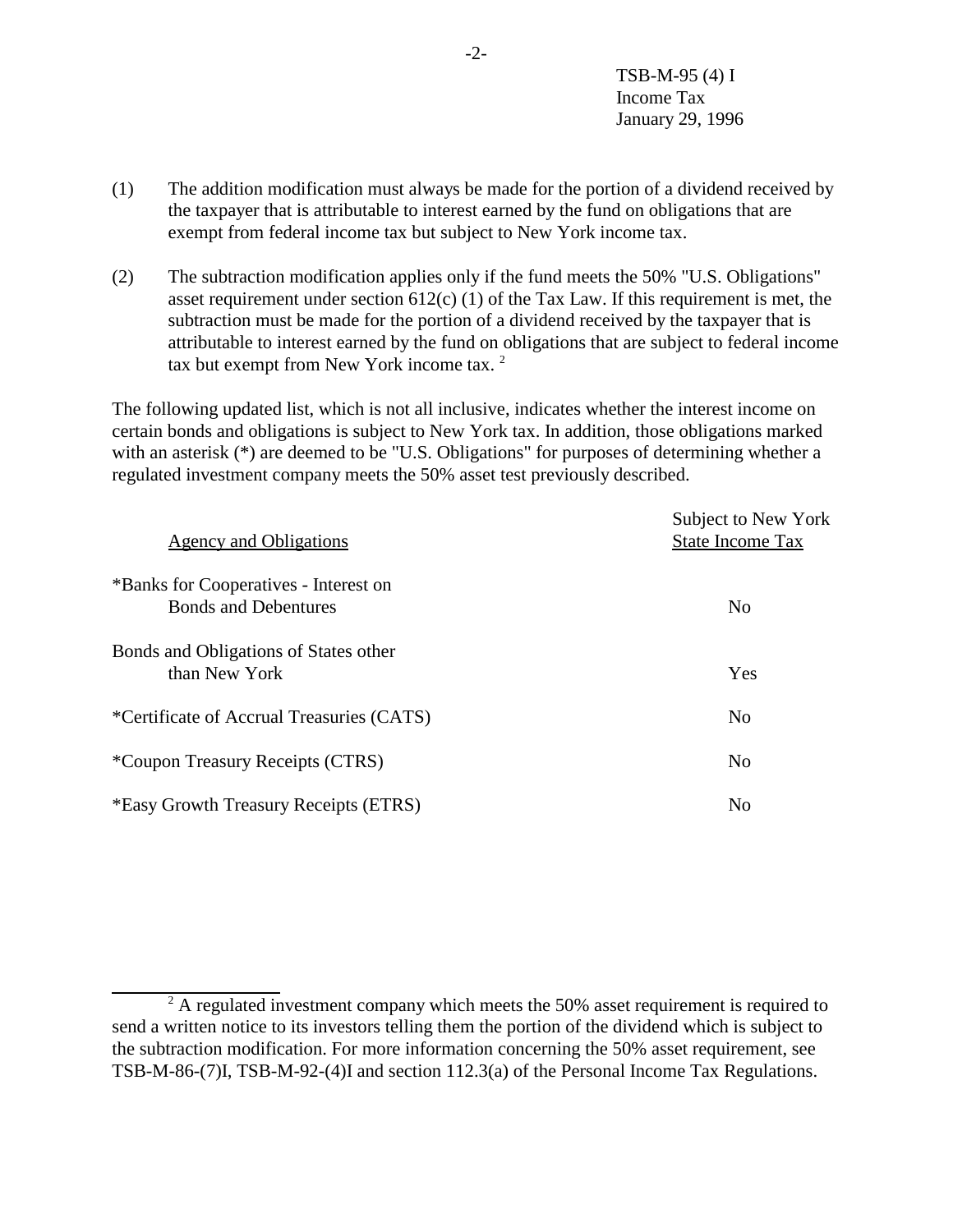(1) The addition modification must always be made for the portion of a dividend received by the taxpayer that is attributable to interest earned by the fund on obligations that are exempt from federal income tax but subject to New York income tax.

(2) The subtraction modification applies only if the fund meets the 50% "U.S. Obligations" asset requirement under section 612(c) (1) of the Tax Law. If this requirement is met, the subtraction must be made for the portion of a dividend received by the taxpayer that is attributable to interest earned by the fund on obligations that are subject to federal income tax but exempt from New York income tax. [2]

The following updated list, which is not all inclusive, indicates whether the interest income on certain bonds and obligations is subject to New York tax. In addition, those obligations marked with an asterisk (*) are deemed to be "U.S. Obligations" for purposes of determining whether a regulated investment company meets the 50% asset test previously described.

| Agency and Obligations | Subject to New York State Income Tax |
|---|---|
| *Banks for Cooperatives - Interest on Bonds and Debentures | No |
| Bonds and Obligations of States other than New York | Yes |
| *Certificate of Accrual Treasuries (CATS) | No |
| *Coupon Treasury Receipts (CTRS) | No |
| *Easy Growth Treasury Receipts (ETRS) | No |

[2] A regulated investment company which meets the 50% asset requirement is required to send a written notice to its investors telling them the portion of the dividend which is subject to the subtraction modification. For more information concerning the 50% asset requirement, see TSB-M-86-(7)I, TSB-M-92-(4)I and section 112.3(a) of the Personal Income Tax Regulations.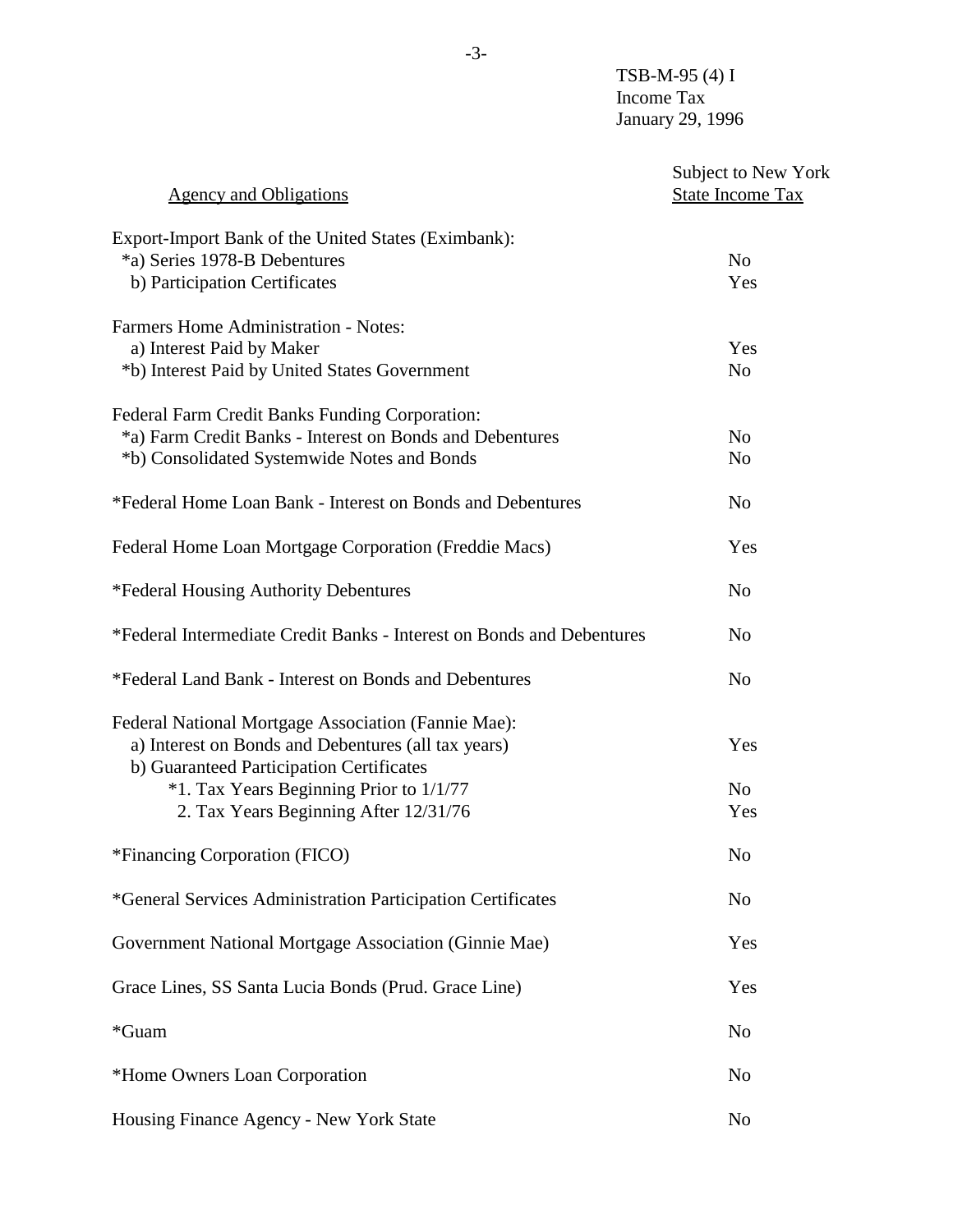TSB-M-95 (4) I
Income Tax
January 29, 1996

| Agency and Obligations | Subject to New York State Income Tax |
|---|---|
| Export-Import Bank of the United States (Eximbank): | |
| *a) Series 1978-B Debentures | No |
| b) Participation Certificates | Yes |
| Farmers Home Administration - Notes: | |
| a) Interest Paid by Maker | Yes |
| *b) Interest Paid by United States Government | No |
| Federal Farm Credit Banks Funding Corporation: | |
| *a) Farm Credit Banks - Interest on Bonds and Debentures | No |
| *b) Consolidated Systemwide Notes and Bonds | No |
| *Federal Home Loan Bank - Interest on Bonds and Debentures | No |
| Federal Home Loan Mortgage Corporation (Freddie Macs) | Yes |
| *Federal Housing Authority Debentures | No |
| *Federal Intermediate Credit Banks - Interest on Bonds and Debentures | No |
| *Federal Land Bank - Interest on Bonds and Debentures | No |
| Federal National Mortgage Association (Fannie Mae): | |
| a) Interest on Bonds and Debentures (all tax years) | Yes |
| b) Guaranteed Participation Certificates | |
| *1. Tax Years Beginning Prior to 1/1/77 | No |
| 2. Tax Years Beginning After 12/31/76 | Yes |
| *Financing Corporation (FICO) | No |
| *General Services Administration Participation Certificates | No |
| Government National Mortgage Association (Ginnie Mae) | Yes |
| Grace Lines, SS Santa Lucia Bonds (Prud. Grace Line) | Yes |
| *Guam | No |
| *Home Owners Loan Corporation | No |
| Housing Finance Agency - New York State | No |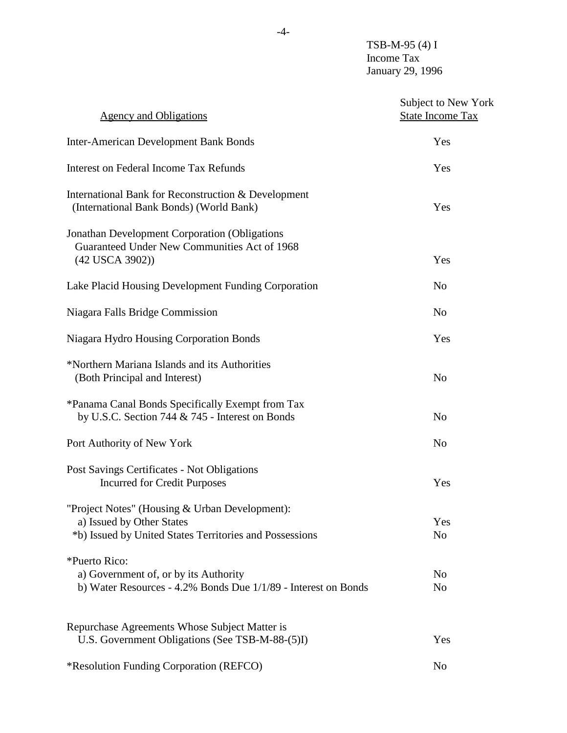TSB-M-95 (4) I
Income Tax
January 29, 1996

| Agency and Obligations | Subject to New York State Income Tax |
| --- | --- |
| Inter-American Development Bank Bonds | Yes |
| Interest on Federal Income Tax Refunds | Yes |
| International Bank for Reconstruction & Development (International Bank Bonds) (World Bank) | Yes |
| Jonathan Development Corporation (Obligations Guaranteed Under New Communities Act of 1968 (42 USCA 3902)) | Yes |
| Lake Placid Housing Development Funding Corporation | No |
| Niagara Falls Bridge Commission | No |
| Niagara Hydro Housing Corporation Bonds | Yes |
| *Northern Mariana Islands and its Authorities (Both Principal and Interest) | No |
| *Panama Canal Bonds Specifically Exempt from Tax by U.S.C. Section 744 & 745 - Interest on Bonds | No |
| Port Authority of New York | No |
| Post Savings Certificates - Not Obligations Incurred for Credit Purposes | Yes |
| "Project Notes" (Housing & Urban Development): | |
| a) Issued by Other States | Yes |
| *b) Issued by United States Territories and Possessions | No |
| *Puerto Rico: | |
| a) Government of, or by its Authority | No |
| b) Water Resources - 4.2% Bonds Due 1/1/89 - Interest on Bonds | No |
| Repurchase Agreements Whose Subject Matter is U.S. Government Obligations (See TSB-M-88-(5)I) | Yes |
| *Resolution Funding Corporation (REFCO) | No |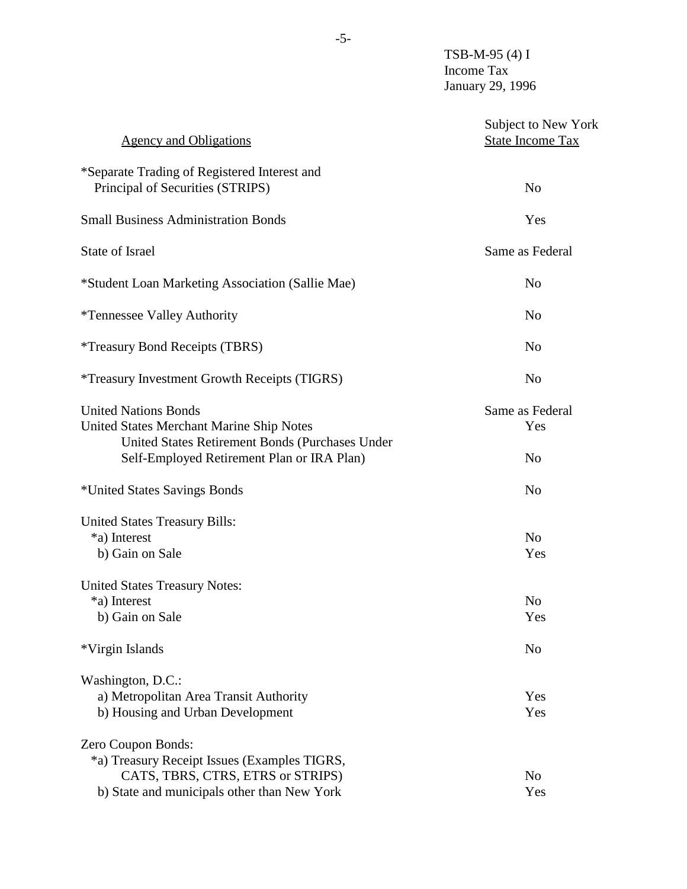TSB-M-95 (4) I
Income Tax
January 29, 1996

| Agency and Obligations | Subject to New York State Income Tax |
|---|---|
| *Separate Trading of Registered Interest and Principal of Securities (STRIPS) | No |
| Small Business Administration Bonds | Yes |
| State of Israel | Same as Federal |
| *Student Loan Marketing Association (Sallie Mae) | No |
| *Tennessee Valley Authority | No |
| *Treasury Bond Receipts (TBRS) | No |
| *Treasury Investment Growth Receipts (TIGRS) | No |
| United Nations Bonds | Same as Federal |
| United States Merchant Marine Ship Notes | Yes |
| United States Retirement Bonds (Purchases Under Self-Employed Retirement Plan or IRA Plan) | No |
| *United States Savings Bonds | No |
| United States Treasury Bills: | |
| *a) Interest | No |
| b) Gain on Sale | Yes |
| United States Treasury Notes: | |
| *a) Interest | No |
| b) Gain on Sale | Yes |
| *Virgin Islands | No |
| Washington, D.C.: | |
| a) Metropolitan Area Transit Authority | Yes |
| b) Housing and Urban Development | Yes |
| Zero Coupon Bonds: | |
| *a) Treasury Receipt Issues (Examples TIGRS, CATS, TBRS, CTRS, ETRS or STRIPS) | No |
| b) State and municipals other than New York | Yes |